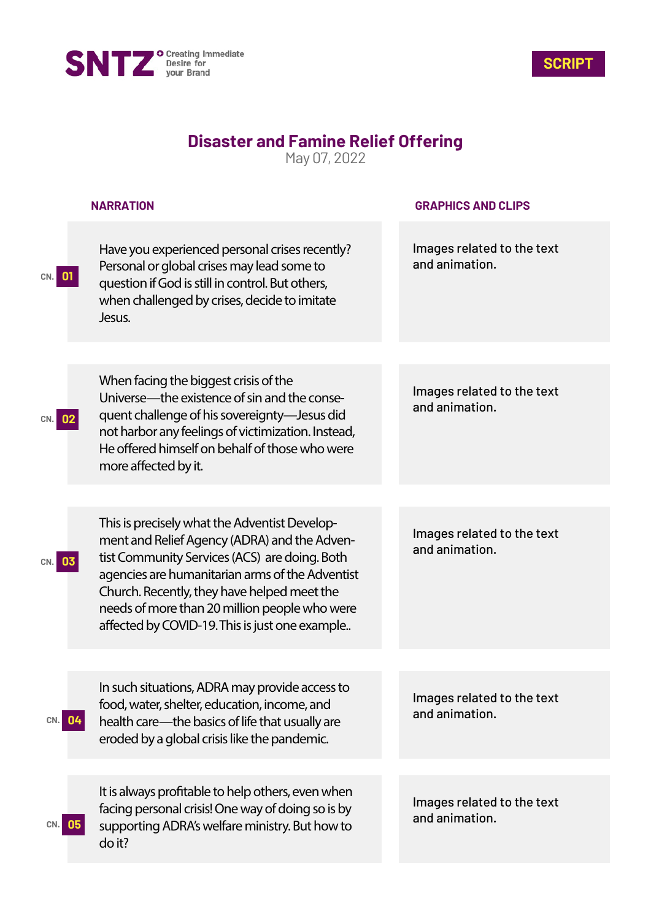SNTZ Creating Immediate Desire for your Brand

**SCRIPT**

# Disaster and Famine Relief Offering

May 07, 2022

| CN. | NARRATION | GRAPHICS AND CLIPS |
|---|---|---|
| 01 | Have you experienced personal crises recently? Personal or global crises may lead some to question if God is still in control. But others, when challenged by crises, decide to imitate Jesus. | Images related to the text and animation. |
| 02 | When facing the biggest crisis of the Universe—the existence of sin and the consequent challenge of his sovereignty—Jesus did not harbor any feelings of victimization. Instead, He offered himself on behalf of those who were more affected by it. | Images related to the text and animation. |
| 03 | This is precisely what the Adventist Development and Relief Agency (ADRA) and the Adventist Community Services (ACS) are doing. Both agencies are humanitarian arms of the Adventist Church. Recently, they have helped meet the needs of more than 20 million people who were affected by COVID-19. This is just one example.. | Images related to the text and animation. |
| 04 | In such situations, ADRA may provide access to food, water, shelter, education, income, and health care—the basics of life that usually are eroded by a global crisis like the pandemic. | Images related to the text and animation. |
| 05 | It is always profitable to help others, even when facing personal crisis! One way of doing so is by supporting ADRA's welfare ministry. But how to do it? | Images related to the text and animation. |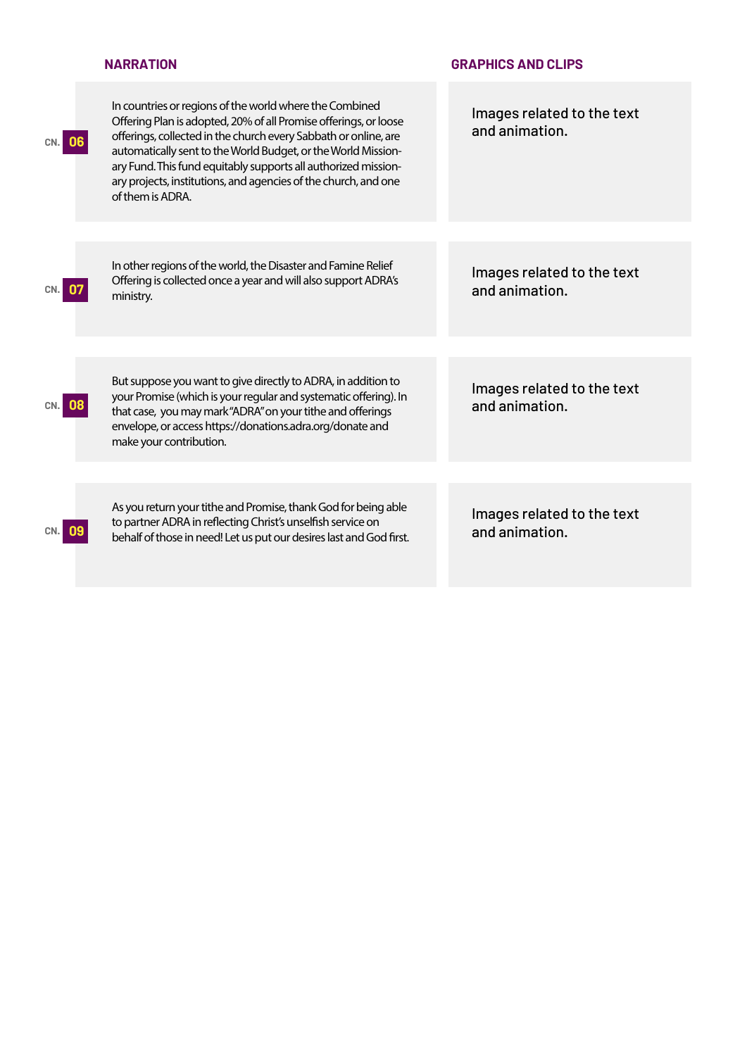| | NARRATION | GRAPHICS AND CLIPS |
|---|---|---|
| CN. 06 | In countries or regions of the world where the Combined Offering Plan is adopted, 20% of all Promise offerings, or loose offerings, collected in the church every Sabbath or online, are automatically sent to the World Budget, or the World Missionary Fund. This fund equitably supports all authorized missionary projects, institutions, and agencies of the church, and one of them is ADRA. | Images related to the text and animation. |
| CN. 07 | In other regions of the world, the Disaster and Famine Relief Offering is collected once a year and will also support ADRA's ministry. | Images related to the text and animation. |
| CN. 08 | But suppose you want to give directly to ADRA, in addition to your Promise (which is your regular and systematic offering). In that case, you may mark "ADRA" on your tithe and offerings envelope, or access https://donations.adra.org/donate and make your contribution. | Images related to the text and animation. |
| CN. 09 | As you return your tithe and Promise, thank God for being able to partner ADRA in reflecting Christ's unselfish service on behalf of those in need! Let us put our desires last and God first. | Images related to the text and animation. |